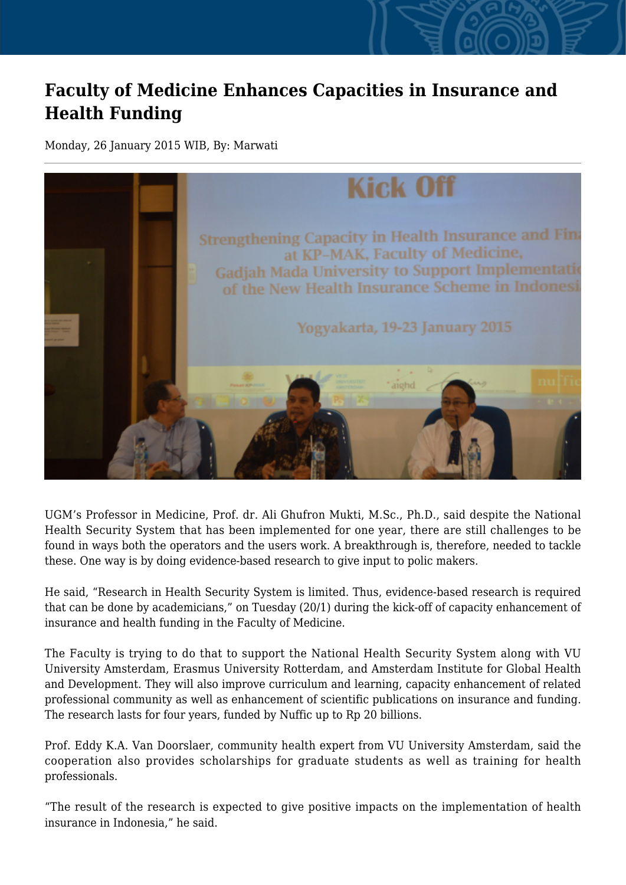# Faculty of Medicine Enhances Capacities in Insurance and Health Funding

Monday, 26 January 2015 WIB, By: Marwati

UGM's Professor in Medicine, Prof. dr. Ali Ghufron Mukti, M.Sc., Ph.D., said despite the National Health Security System that has been implemented for one year, there are still challenges to be found in ways both the operators and the users work. A breakthrough is, therefore, needed to tackle these. One way is by doing evidence-based research to give input to polic makers.

He said, "Research in Health Security System is limited. Thus, evidence-based research is required that can be done by academicians," on Tuesday (20/1) during the kick-off of capacity enhancement of insurance and health funding in the Faculty of Medicine.

The Faculty is trying to do that to support the National Health Security System along with VU University Amsterdam, Erasmus University Rotterdam, and Amsterdam Institute for Global Health and Development. They will also improve curriculum and learning, capacity enhancement of related professional community as well as enhancement of scientific publications on insurance and funding. The research lasts for four years, funded by Nuffic up to Rp 20 billions.

Prof. Eddy K.A. Van Doorslaer, community health expert from VU University Amsterdam, said the cooperation also provides scholarships for graduate students as well as training for health professionals.

"The result of the research is expected to give positive impacts on the implementation of health insurance in Indonesia," he said.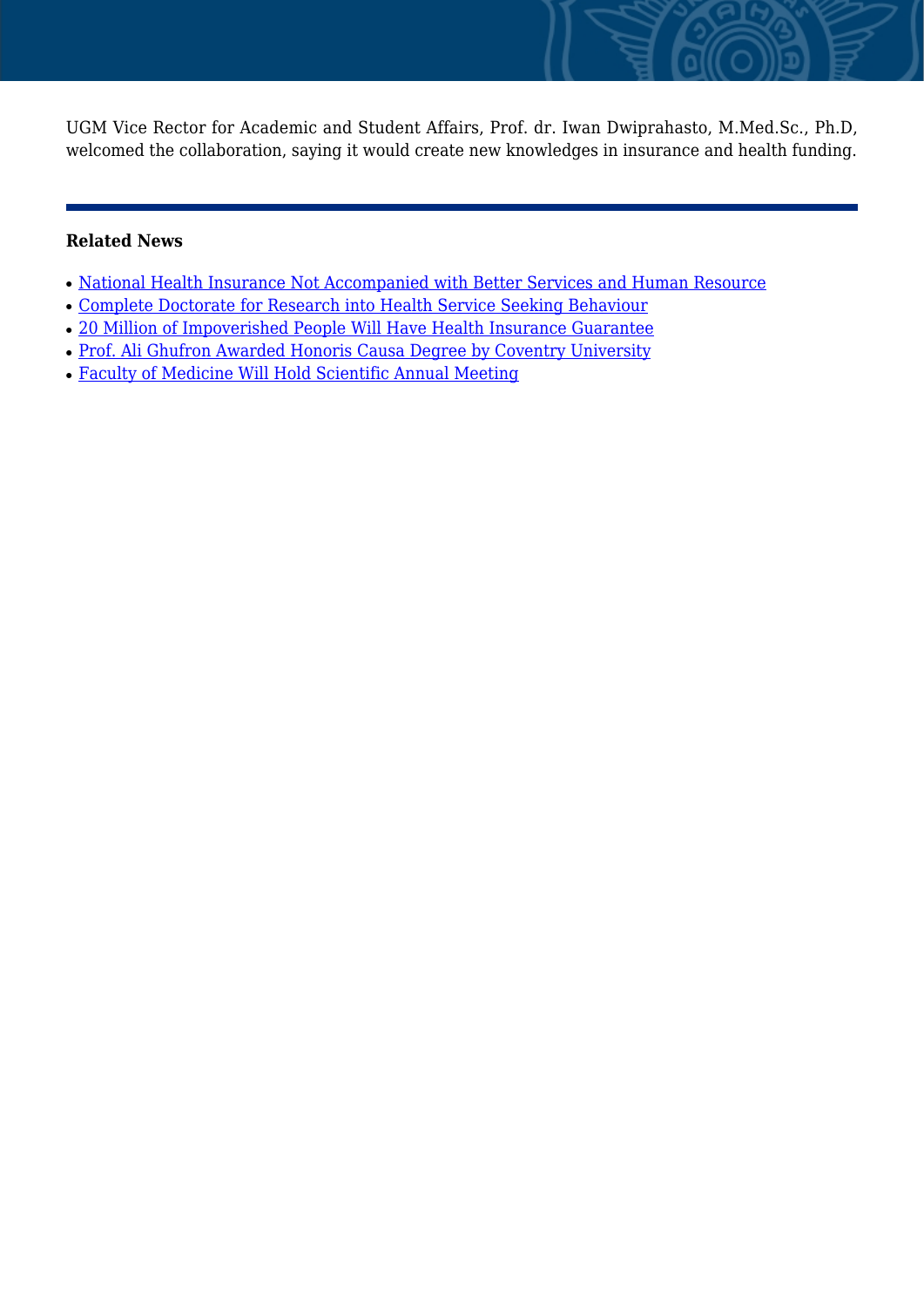UGM Vice Rector for Academic and Student Affairs, Prof. dr. Iwan Dwiprahasto, M.Med.Sc., Ph.D, welcomed the collaboration, saying it would create new knowledges in insurance and health funding.

---

### Related News

- National Health Insurance Not Accompanied with Better Services and Human Resource
- Complete Doctorate for Research into Health Service Seeking Behaviour
- 20 Million of Impoverished People Will Have Health Insurance Guarantee
- Prof. Ali Ghufron Awarded Honoris Causa Degree by Coventry University
- Faculty of Medicine Will Hold Scientific Annual Meeting